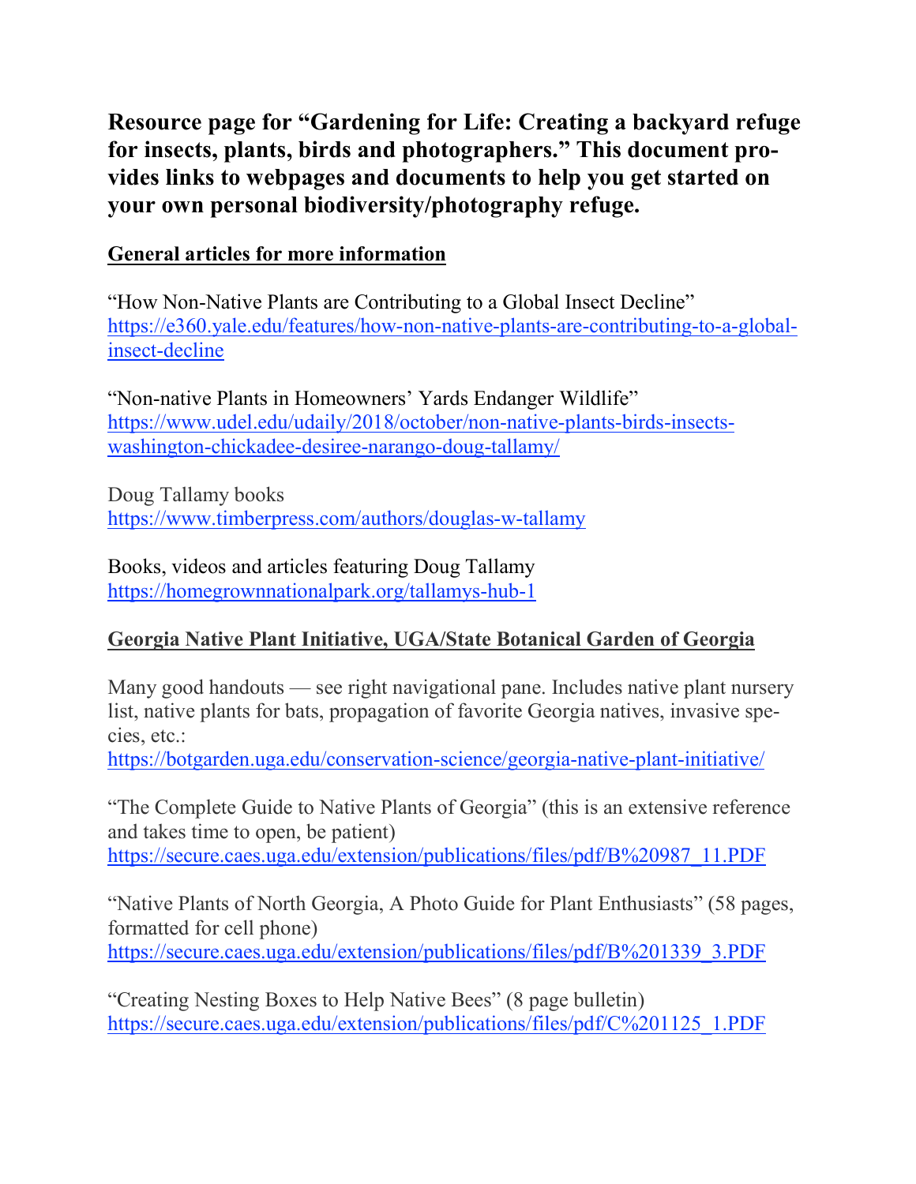**Resource page for "Gardening for Life: Creating a backyard refuge for insects, plants, birds and photographers." This document provides links to webpages and documents to help you get started on your own personal biodiversity/photography refuge.**

## General articles for more information

"How Non-Native Plants are Contributing to a Global Insect Decline"
https://e360.yale.edu/features/how-non-native-plants-are-contributing-to-a-global-insect-decline

"Non-native Plants in Homeowners' Yards Endanger Wildlife"
https://www.udel.edu/udaily/2018/october/non-native-plants-birds-insects-washington-chickadee-desiree-narango-doug-tallamy/

Doug Tallamy books
https://www.timberpress.com/authors/douglas-w-tallamy

Books, videos and articles featuring Doug Tallamy
https://homegrownnationalpark.org/tallamys-hub-1

## Georgia Native Plant Initiative, UGA/State Botanical Garden of Georgia

Many good handouts — see right navigational pane. Includes native plant nursery list, native plants for bats, propagation of favorite Georgia natives, invasive species, etc.:
https://botgarden.uga.edu/conservation-science/georgia-native-plant-initiative/

"The Complete Guide to Native Plants of Georgia" (this is an extensive reference and takes time to open, be patient)
https://secure.caes.uga.edu/extension/publications/files/pdf/B%20987_11.PDF

"Native Plants of North Georgia, A Photo Guide for Plant Enthusiasts" (58 pages, formatted for cell phone)
https://secure.caes.uga.edu/extension/publications/files/pdf/B%201339_3.PDF

"Creating Nesting Boxes to Help Native Bees" (8 page bulletin)
https://secure.caes.uga.edu/extension/publications/files/pdf/C%201125_1.PDF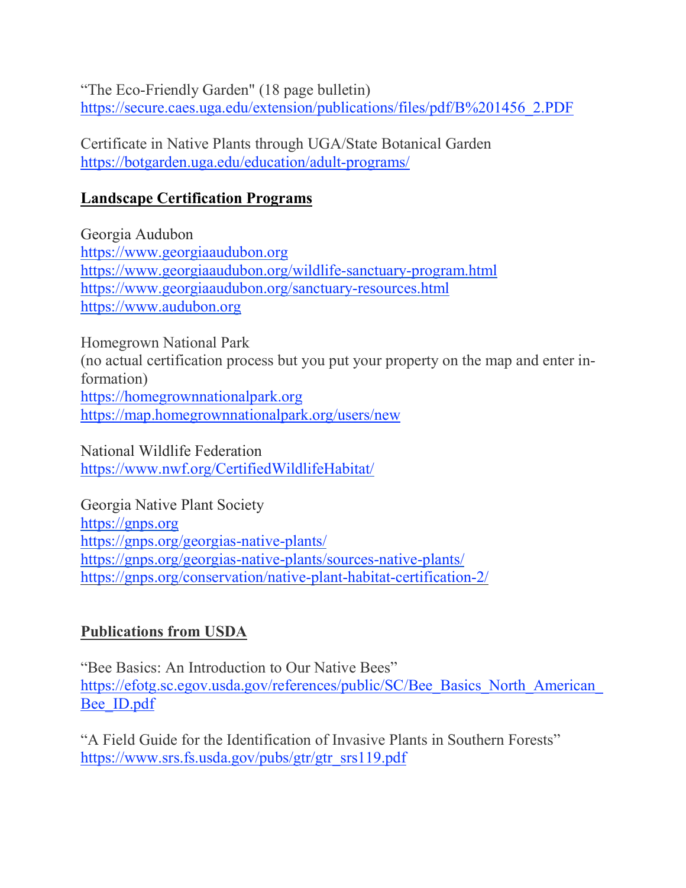"The Eco-Friendly Garden" (18 page bulletin)
https://secure.caes.uga.edu/extension/publications/files/pdf/B%201456_2.PDF

Certificate in Native Plants through UGA/State Botanical Garden
https://botgarden.uga.edu/education/adult-programs/

## **Landscape Certification Programs**

Georgia Audubon
https://www.georgiaaudubon.org
https://www.georgiaaudubon.org/wildlife-sanctuary-program.html
https://www.georgiaaudubon.org/sanctuary-resources.html
https://www.audubon.org

Homegrown National Park
(no actual certification process but you put your property on the map and enter information)
https://homegrownnationalpark.org
https://map.homegrownnationalpark.org/users/new

National Wildlife Federation
https://www.nwf.org/CertifiedWildlifeHabitat/

Georgia Native Plant Society
https://gnps.org
https://gnps.org/georgias-native-plants/
https://gnps.org/georgias-native-plants/sources-native-plants/
https://gnps.org/conservation/native-plant-habitat-certification-2/

## **Publications from USDA**

"Bee Basics: An Introduction to Our Native Bees"
https://efotg.sc.egov.usda.gov/references/public/SC/Bee_Basics_North_American_Bee_ID.pdf

"A Field Guide for the Identification of Invasive Plants in Southern Forests"
https://www.srs.fs.usda.gov/pubs/gtr/gtr_srs119.pdf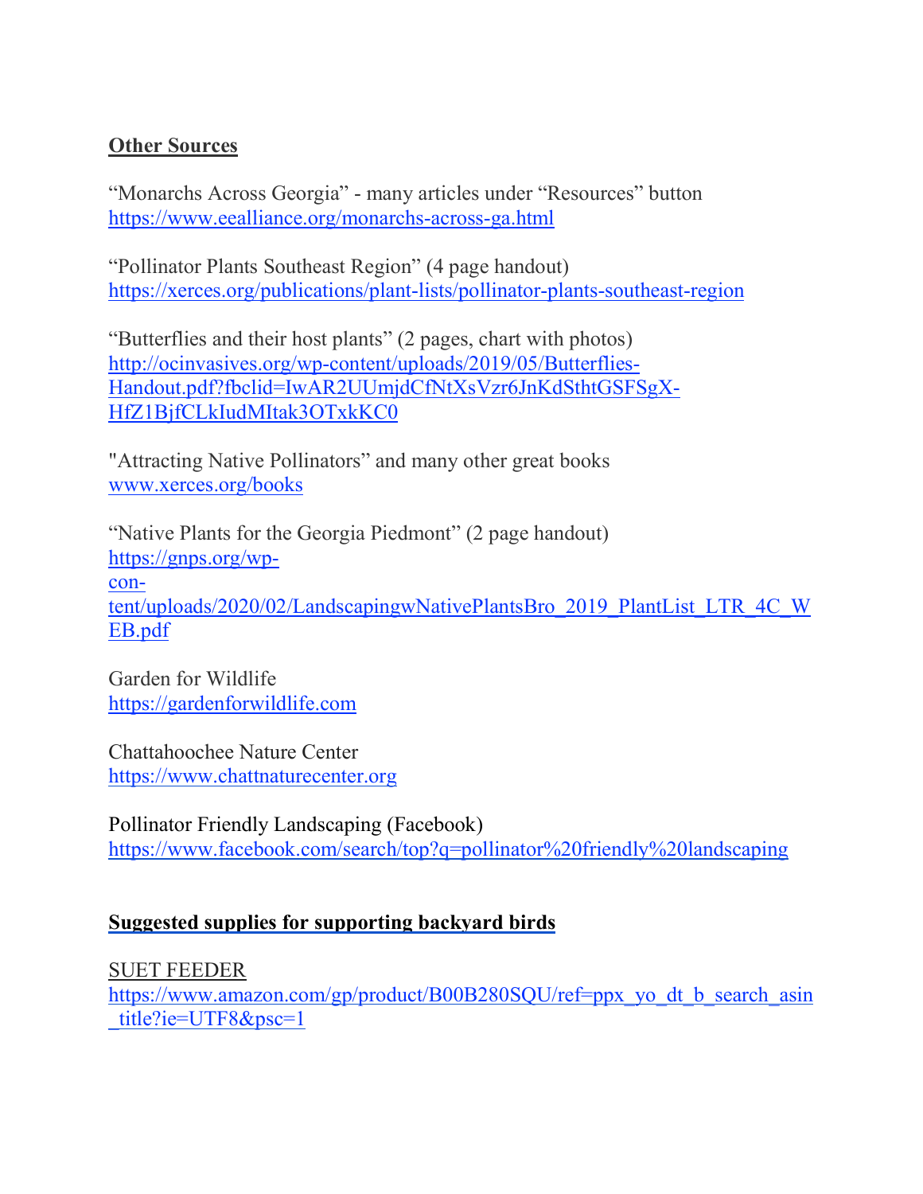**Other Sources**

"Monarchs Across Georgia" - many articles under "Resources" button
https://www.eealliance.org/monarchs-across-ga.html

"Pollinator Plants Southeast Region" (4 page handout)
https://xerces.org/publications/plant-lists/pollinator-plants-southeast-region

"Butterflies and their host plants" (2 pages, chart with photos)
http://ocinvasives.org/wp-content/uploads/2019/05/Butterflies-Handout.pdf?fbclid=IwAR2UUmjdCfNtXsVzr6JnKdSthtGSFSgX-HfZ1BjfCLkIudMItak3OTxkKC0

"Attracting Native Pollinators" and many other great books
www.xerces.org/books

"Native Plants for the Georgia Piedmont" (2 page handout)
https://gnps.org/wp-content/uploads/2020/02/LandscapingwNativePlantsBro_2019_PlantList_LTR_4C_WEB.pdf

Garden for Wildlife
https://gardenforwildlife.com

Chattahoochee Nature Center
https://www.chattnaturecenter.org

Pollinator Friendly Landscaping (Facebook)
https://www.facebook.com/search/top?q=pollinator%20friendly%20landscaping

**Suggested supplies for supporting backyard birds**

SUET FEEDER
https://www.amazon.com/gp/product/B00B280SQU/ref=ppx_yo_dt_b_search_asin_title?ie=UTF8&psc=1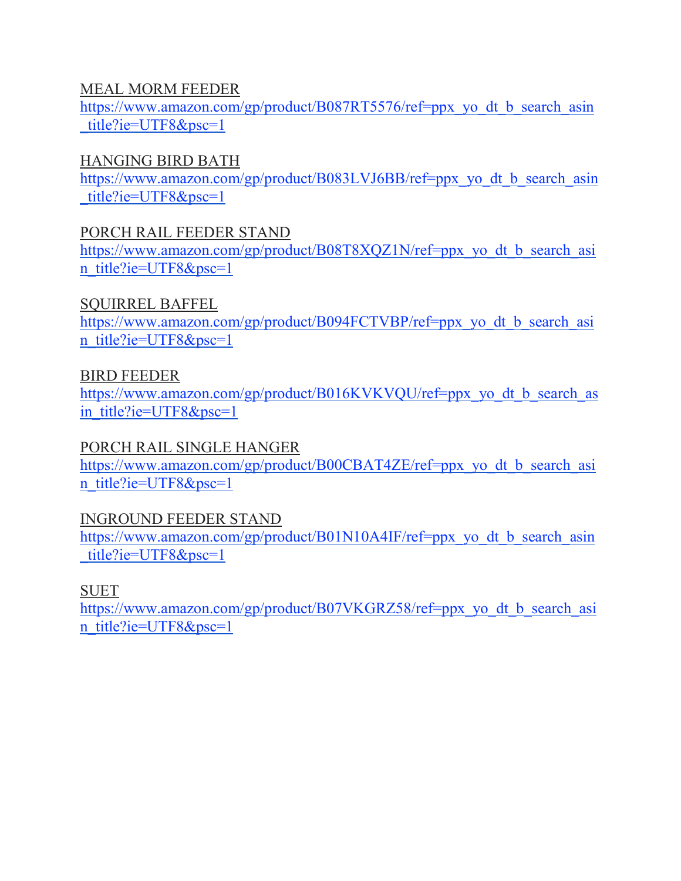MEAL MORM FEEDER
https://www.amazon.com/gp/product/B087RT5576/ref=ppx_yo_dt_b_search_asin_title?ie=UTF8&psc=1

HANGING BIRD BATH
https://www.amazon.com/gp/product/B083LVJ6BB/ref=ppx_yo_dt_b_search_asin_title?ie=UTF8&psc=1

PORCH RAIL FEEDER STAND
https://www.amazon.com/gp/product/B08T8XQZ1N/ref=ppx_yo_dt_b_search_asin_title?ie=UTF8&psc=1

SQUIRREL BAFFEL
https://www.amazon.com/gp/product/B094FCTVBP/ref=ppx_yo_dt_b_search_asin_title?ie=UTF8&psc=1

BIRD FEEDER
https://www.amazon.com/gp/product/B016KVKVQU/ref=ppx_yo_dt_b_search_asin_title?ie=UTF8&psc=1

PORCH RAIL SINGLE HANGER
https://www.amazon.com/gp/product/B00CBAT4ZE/ref=ppx_yo_dt_b_search_asin_title?ie=UTF8&psc=1

INGROUND FEEDER STAND
https://www.amazon.com/gp/product/B01N10A4IF/ref=ppx_yo_dt_b_search_asin_title?ie=UTF8&psc=1

SUET
https://www.amazon.com/gp/product/B07VKGRZ58/ref=ppx_yo_dt_b_search_asin_title?ie=UTF8&psc=1